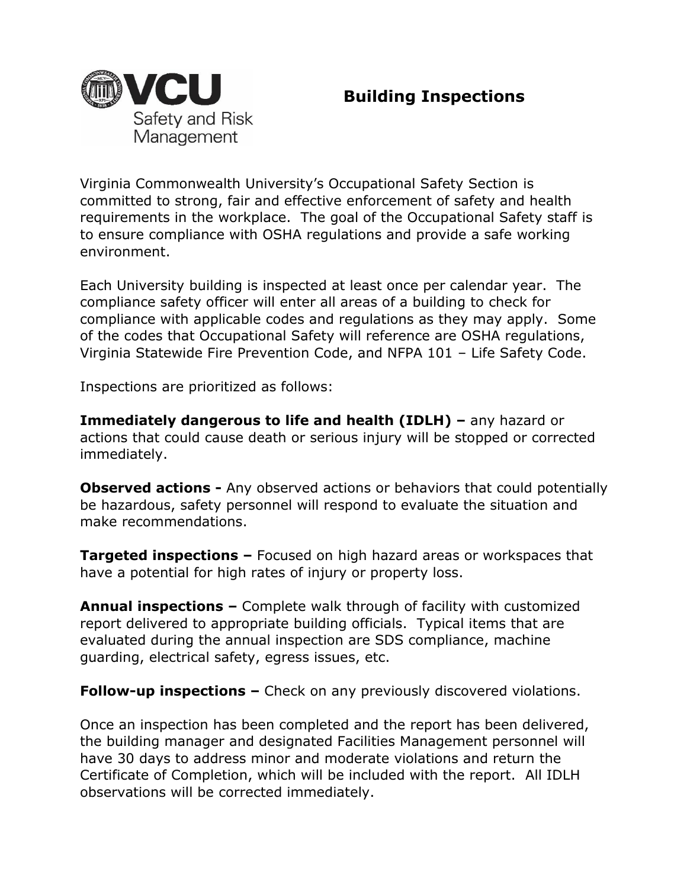# Building Inspections

Virginia Commonwealth University's Occupational Safety Section is committed to strong, fair and effective enforcement of safety and health requirements in the workplace. The goal of the Occupational Safety staff is to ensure compliance with OSHA regulations and provide a safe working environment.

Each University building is inspected at least once per calendar year. The compliance safety officer will enter all areas of a building to check for compliance with applicable codes and regulations as they may apply. Some of the codes that Occupational Safety will reference are OSHA regulations, Virginia Statewide Fire Prevention Code, and NFPA 101 – Life Safety Code.

Inspections are prioritized as follows:

**Immediately dangerous to life and health (IDLH) –** any hazard or actions that could cause death or serious injury will be stopped or corrected immediately.

**Observed actions -** Any observed actions or behaviors that could potentially be hazardous, safety personnel will respond to evaluate the situation and make recommendations.

**Targeted inspections –** Focused on high hazard areas or workspaces that have a potential for high rates of injury or property loss.

**Annual inspections –** Complete walk through of facility with customized report delivered to appropriate building officials. Typical items that are evaluated during the annual inspection are SDS compliance, machine guarding, electrical safety, egress issues, etc.

**Follow-up inspections –** Check on any previously discovered violations.

Once an inspection has been completed and the report has been delivered, the building manager and designated Facilities Management personnel will have 30 days to address minor and moderate violations and return the Certificate of Completion, which will be included with the report. All IDLH observations will be corrected immediately.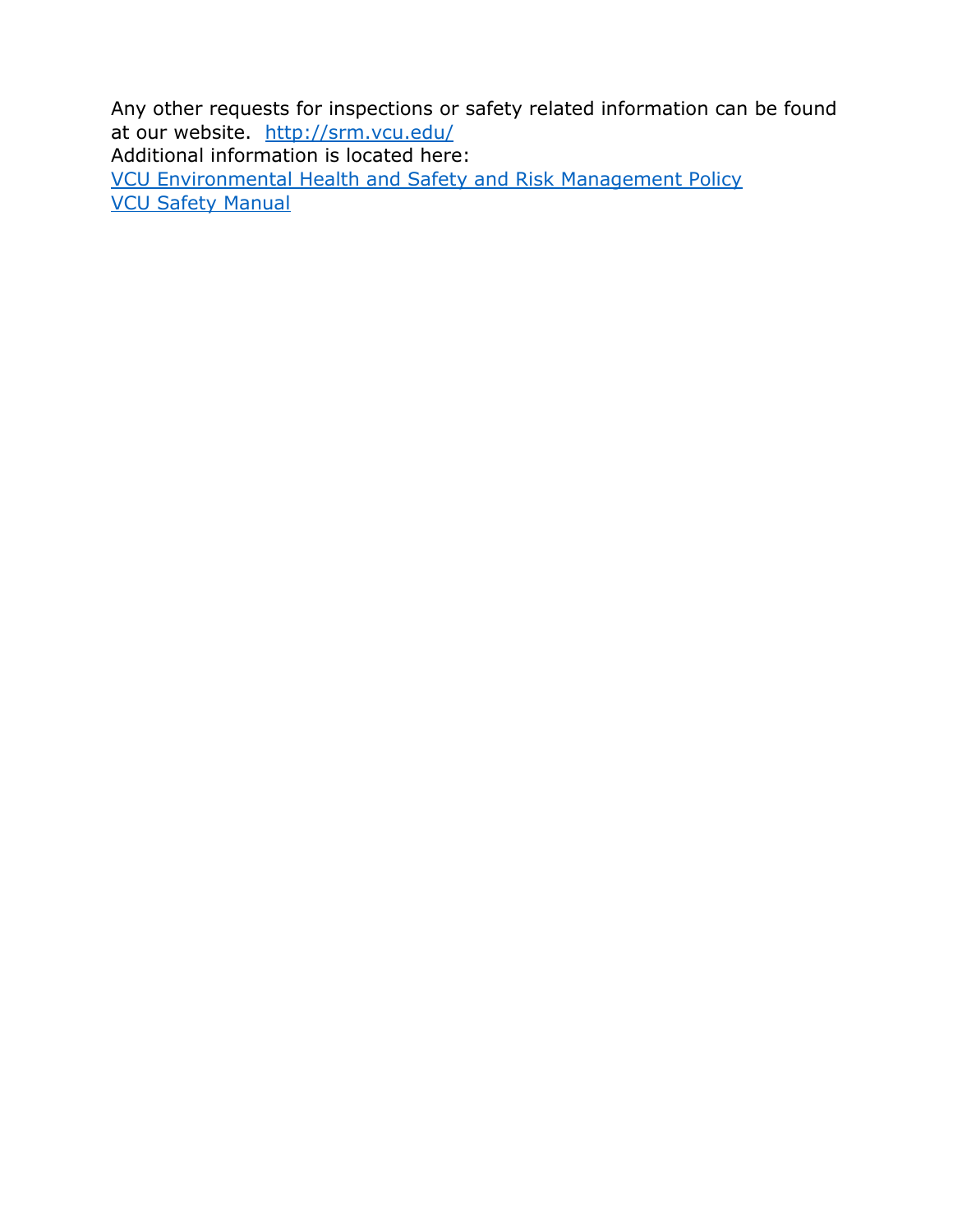Any other requests for inspections or safety related information can be found at our website. [http://srm.vcu.edu/](http://srm.vcu.edu/)
Additional information is located here:
[VCU Environmental Health and Safety and Risk Management Policy]()
[VCU Safety Manual]()